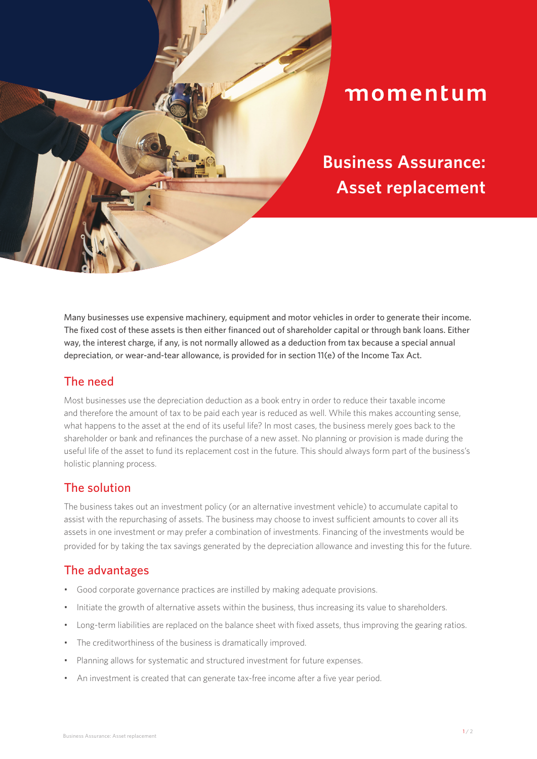momentum

# Business Assurance: Asset replacement

Many businesses use expensive machinery, equipment and motor vehicles in order to generate their income. The fixed cost of these assets is then either financed out of shareholder capital or through bank loans. Either way, the interest charge, if any, is not normally allowed as a deduction from tax because a special annual depreciation, or wear-and-tear allowance, is provided for in section 11(e) of the Income Tax Act.

## The need

Most businesses use the depreciation deduction as a book entry in order to reduce their taxable income and therefore the amount of tax to be paid each year is reduced as well. While this makes accounting sense, what happens to the asset at the end of its useful life? In most cases, the business merely goes back to the shareholder or bank and refinances the purchase of a new asset. No planning or provision is made during the useful life of the asset to fund its replacement cost in the future. This should always form part of the business's holistic planning process.

## The solution

The business takes out an investment policy (or an alternative investment vehicle) to accumulate capital to assist with the repurchasing of assets. The business may choose to invest sufficient amounts to cover all its assets in one investment or may prefer a combination of investments. Financing of the investments would be provided for by taking the tax savings generated by the depreciation allowance and investing this for the future.

## The advantages

- Good corporate governance practices are instilled by making adequate provisions.
- Initiate the growth of alternative assets within the business, thus increasing its value to shareholders.
- Long-term liabilities are replaced on the balance sheet with fixed assets, thus improving the gearing ratios.
- The creditworthiness of the business is dramatically improved.
- Planning allows for systematic and structured investment for future expenses.
- An investment is created that can generate tax-free income after a five year period.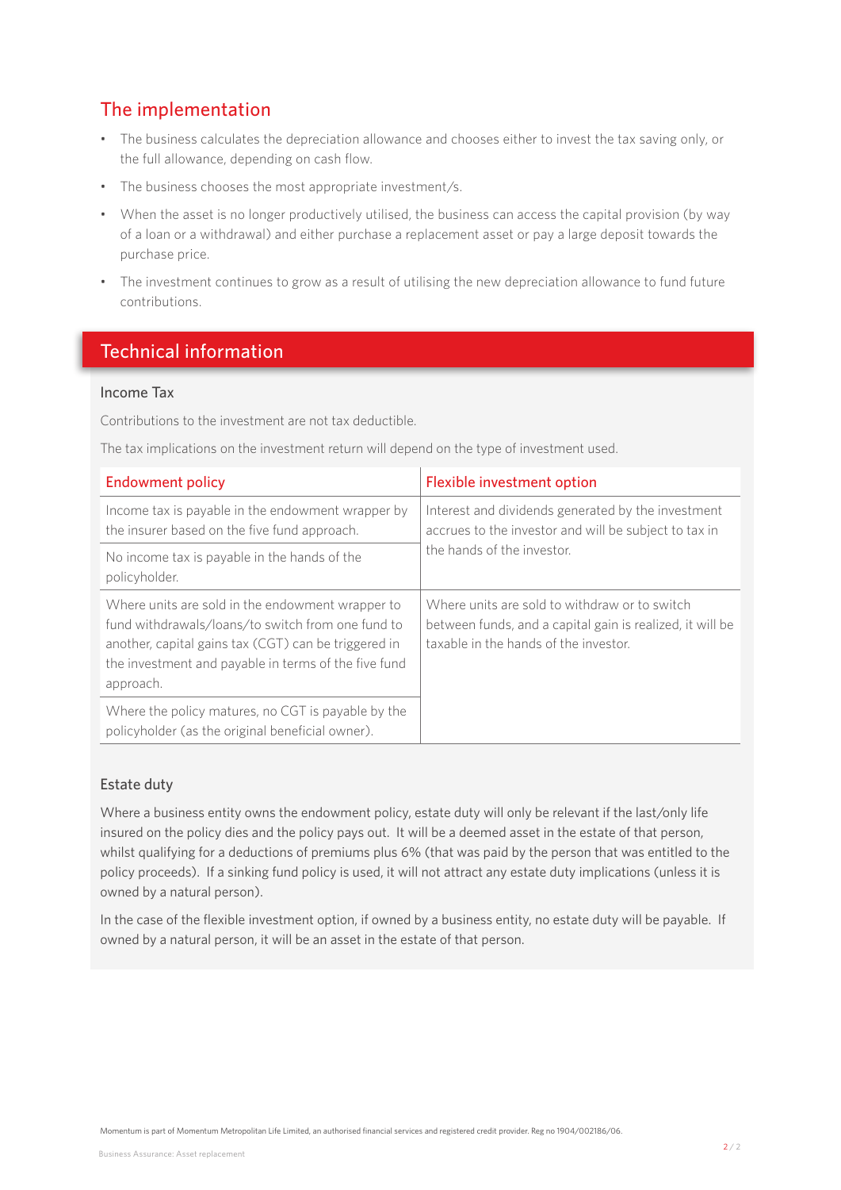## The implementation

- The business calculates the depreciation allowance and chooses either to invest the tax saving only, or the full allowance, depending on cash flow.
- The business chooses the most appropriate investment/s.
- When the asset is no longer productively utilised, the business can access the capital provision (by way of a loan or a withdrawal) and either purchase a replacement asset or pay a large deposit towards the purchase price.
- The investment continues to grow as a result of utilising the new depreciation allowance to fund future contributions.

## Technical information

### Income Tax

Contributions to the investment are not tax deductible.

The tax implications on the investment return will depend on the type of investment used.

| Endowment policy | Flexible investment option |
|---|---|
| Income tax is payable in the endowment wrapper by the insurer based on the five fund approach. | Interest and dividends generated by the investment accrues to the investor and will be subject to tax in the hands of the investor. |
| No income tax is payable in the hands of the policyholder. | |
| Where units are sold in the endowment wrapper to fund withdrawals/loans/to switch from one fund to another, capital gains tax (CGT) can be triggered in the investment and payable in terms of the five fund approach. | Where units are sold to withdraw or to switch between funds, and a capital gain is realized, it will be taxable in the hands of the investor. |
| Where the policy matures, no CGT is payable by the policyholder (as the original beneficial owner). | |

### Estate duty

Where a business entity owns the endowment policy, estate duty will only be relevant if the last/only life insured on the policy dies and the policy pays out. It will be a deemed asset in the estate of that person, whilst qualifying for a deductions of premiums plus 6% (that was paid by the person that was entitled to the policy proceeds). If a sinking fund policy is used, it will not attract any estate duty implications (unless it is owned by a natural person).

In the case of the flexible investment option, if owned by a business entity, no estate duty will be payable. If owned by a natural person, it will be an asset in the estate of that person.

Momentum is part of Momentum Metropolitan Life Limited, an authorised financial services and registered credit provider. Reg no 1904/002186/06.